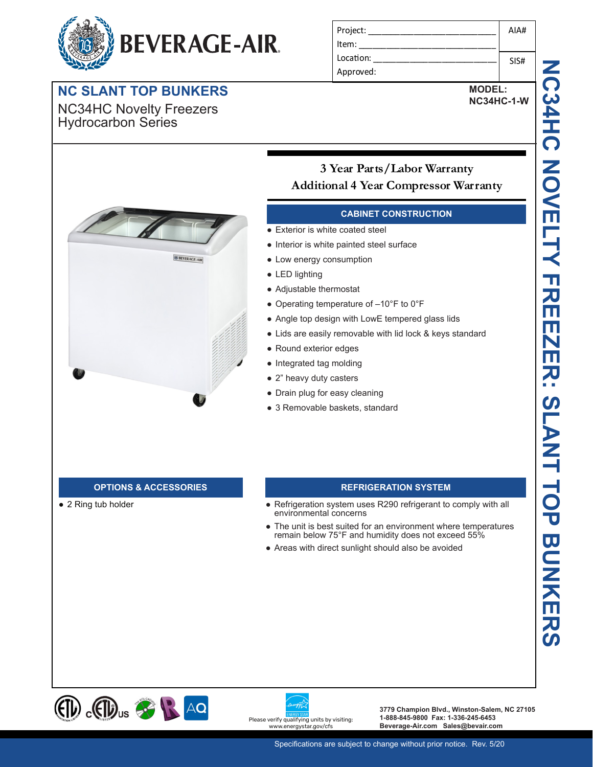# BEVERAGE-AIR

| Project: ______________________ | AIA# |
|---|---|
| Item: ______________________ | |
| Location: ______________________ | SIS# |
| Approved: | |

## NC SLANT TOP BUNKERS

NC34HC Novelty Freezers
Hydrocarbon Series

**MODEL:**
**NC34HC-1-W**

NC34HC NOVELTY FREEZER: SLANT TOP BUNKERS

**3 Year Parts/Labor Warranty**
**Additional 4 Year Compressor Warranty**

### CABINET CONSTRUCTION

- Exterior is white coated steel
- Interior is white painted steel surface
- Low energy consumption
- LED lighting
- Adjustable thermostat
- Operating temperature of –10°F to 0°F
- Angle top design with LowE tempered glass lids
- Lids are easily removable with lid lock & keys standard
- Round exterior edges
- Integrated tag molding
- 2" heavy duty casters
- Drain plug for easy cleaning
- 3 Removable baskets, standard

### OPTIONS & ACCESSORIES

- 2 Ring tub holder

### REFRIGERATION SYSTEM

- Refrigeration system uses R290 refrigerant to comply with all environmental concerns
- The unit is best suited for an environment where temperatures remain below 75°F and humidity does not exceed 55%
- Areas with direct sunlight should also be avoided

Please verify qualifying units by visiting: www.energystar.gov/cfs

**3779 Champion Blvd., Winston-Salem, NC 27105**
**1-888-845-9800 Fax: 1-336-245-6453**
**Beverage-Air.com Sales@bevair.com**

Specifications are subject to change without prior notice. Rev. 5/20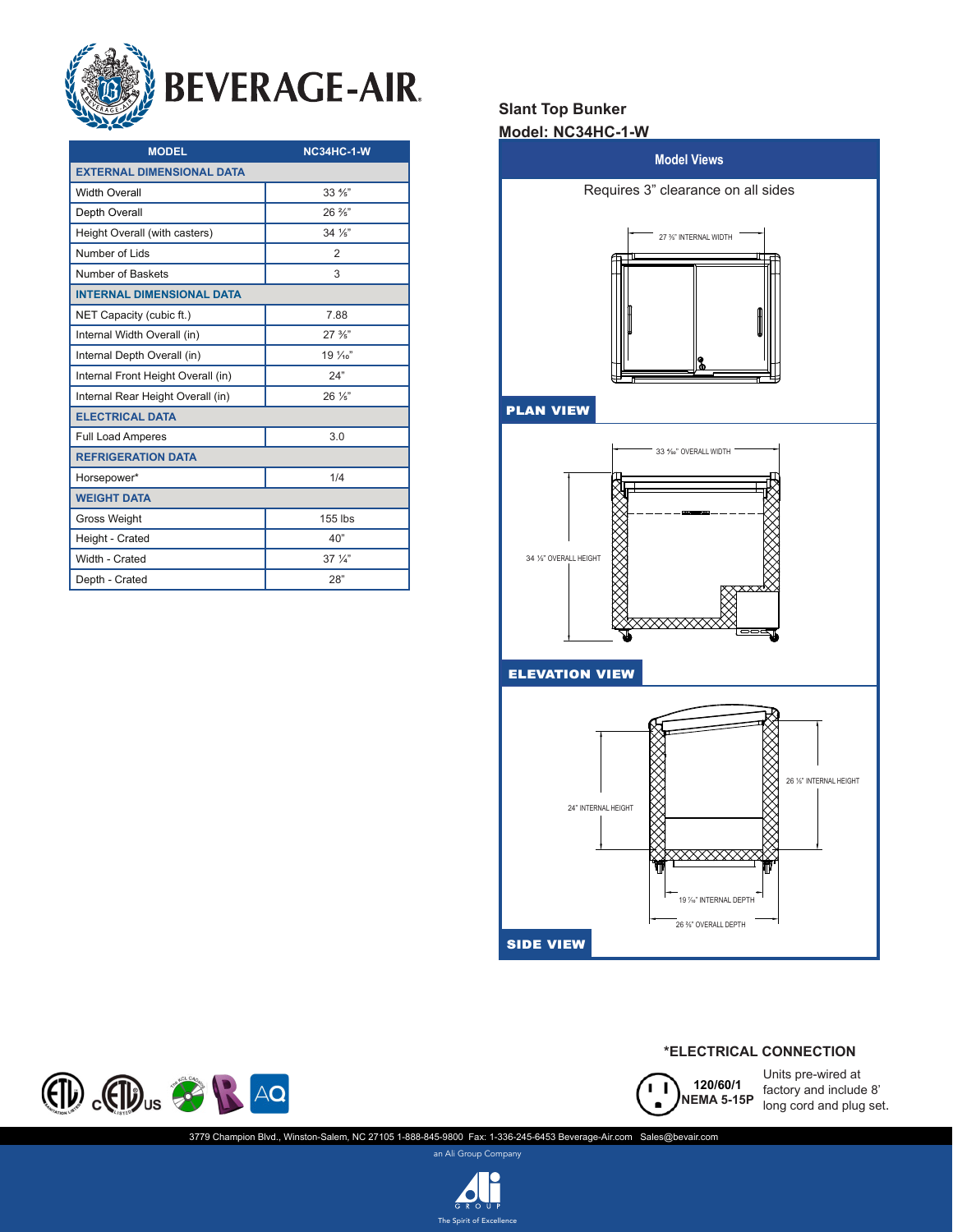# BEVERAGE-AIR

| MODEL | NC34HC-1-W |
|---|---|
| **EXTERNAL DIMENSIONAL DATA** | |
| Width Overall | 33 ⅘" |
| Depth Overall | 26 ⅜" |
| Height Overall (with casters) | 34 ⅛" |
| Number of Lids | 2 |
| Number of Baskets | 3 |
| **INTERNAL DIMENSIONAL DATA** | |
| NET Capacity (cubic ft.) | 7.88 |
| Internal Width Overall (in) | 27 ⅜" |
| Internal Depth Overall (in) | 19 ⅑₁₀" |
| Internal Front Height Overall (in) | 24" |
| Internal Rear Height Overall (in) | 26 ⅛" |
| **ELECTRICAL DATA** | |
| Full Load Amperes | 3.0 |
| **REFRIGERATION DATA** | |
| Horsepower* | 1/4 |
| **WEIGHT DATA** | |
| Gross Weight | 155 lbs |
| Height - Crated | 40" |
| Width - Crated | 37 ¼" |
| Depth - Crated | 28" |

## Slant Top Bunker
## Model: NC34HC-1-W

### Model Views

Requires 3" clearance on all sides

27 ⅜" INTERNAL WIDTH

**PLAN VIEW**

33 ⅘" OVERALL WIDTH

34 ⅛" OVERALL HEIGHT

**ELEVATION VIEW**

24" INTERNAL HEIGHT

26 ⅛" INTERNAL HEIGHT

19 ⅑₁₀" INTERNAL DEPTH

26 ⅜" OVERALL DEPTH

**SIDE VIEW**

### *ELECTRICAL CONNECTION

**120/60/1**
**NEMA 5-15P**

Units pre-wired at factory and include 8' long cord and plug set.

3779 Champion Blvd., Winston-Salem, NC 27105 1-888-845-9800 Fax: 1-336-245-6453 Beverage-Air.com Sales@bevair.com

an Ali Group Company

The Spirit of Excellence